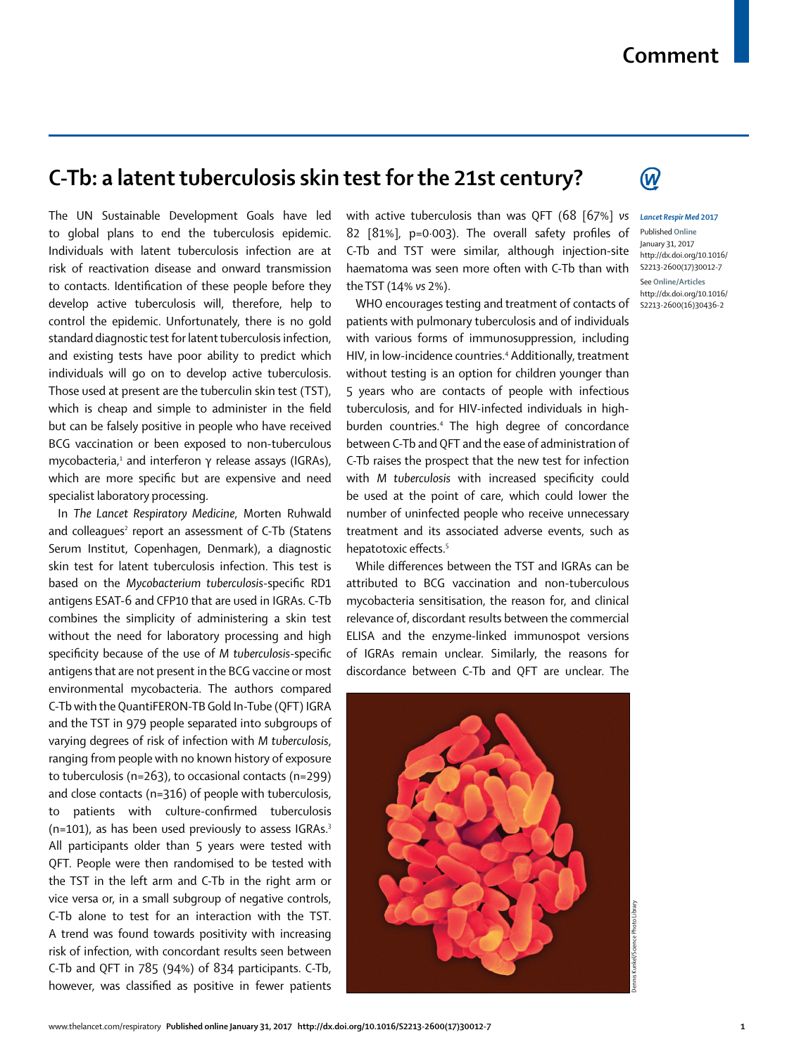# C-Tb: a latent tuberculosis skin test for the 21st century?

*Lancet Respir Med* 2017

Published Online January 31, 2017 http://dx.doi.org/10.1016/S2213-2600(17)30012-7

See Online/Articles http://dx.doi.org/10.1016/S2213-2600(16)30436-2

The UN Sustainable Development Goals have led to global plans to end the tuberculosis epidemic. Individuals with latent tuberculosis infection are at risk of reactivation disease and onward transmission to contacts. Identification of these people before they develop active tuberculosis will, therefore, help to control the epidemic. Unfortunately, there is no gold standard diagnostic test for latent tuberculosis infection, and existing tests have poor ability to predict which individuals will go on to develop active tuberculosis. Those used at present are the tuberculin skin test (TST), which is cheap and simple to administer in the field but can be falsely positive in people who have received BCG vaccination or been exposed to non-tuberculous mycobacteria,[1] and interferon γ release assays (IGRAs), which are more specific but are expensive and need specialist laboratory processing.

In *The Lancet Respiratory Medicine*, Morten Ruhwald and colleagues[2] report an assessment of C-Tb (Statens Serum Institut, Copenhagen, Denmark), a diagnostic skin test for latent tuberculosis infection. This test is based on the *Mycobacterium tuberculosis*-specific RD1 antigens ESAT-6 and CFP10 that are used in IGRAs. C-Tb combines the simplicity of administering a skin test without the need for laboratory processing and high specificity because of the use of *M tuberculosis*-specific antigens that are not present in the BCG vaccine or most environmental mycobacteria. The authors compared C-Tb with the QuantiFERON-TB Gold In-Tube (QFT) IGRA and the TST in 979 people separated into subgroups of varying degrees of risk of infection with *M tuberculosis*, ranging from people with no known history of exposure to tuberculosis (n=263), to occasional contacts (n=299) and close contacts (n=316) of people with tuberculosis, to patients with culture-confirmed tuberculosis (n=101), as has been used previously to assess IGRAs.[3] All participants older than 5 years were tested with QFT. People were then randomised to be tested with the TST in the left arm and C-Tb in the right arm or vice versa or, in a small subgroup of negative controls, C-Tb alone to test for an interaction with the TST. A trend was found towards positivity with increasing risk of infection, with concordant results seen between C-Tb and QFT in 785 (94%) of 834 participants. C-Tb, however, was classified as positive in fewer patients with active tuberculosis than was QFT (68 [67%] *vs* 82 [81%], p=0·003). The overall safety profiles of C-Tb and TST were similar, although injection-site haematoma was seen more often with C-Tb than with the TST (14% *vs* 2%).

WHO encourages testing and treatment of contacts of patients with pulmonary tuberculosis and of individuals with various forms of immunosuppression, including HIV, in low-incidence countries.[4] Additionally, treatment without testing is an option for children younger than 5 years who are contacts of people with infectious tuberculosis, and for HIV-infected individuals in high-burden countries.[4] The high degree of concordance between C-Tb and QFT and the ease of administration of C-Tb raises the prospect that the new test for infection with *M tuberculosis* with increased specificity could be used at the point of care, which could lower the number of uninfected people who receive unnecessary treatment and its associated adverse events, such as hepatotoxic effects.[5]

While differences between the TST and IGRAs can be attributed to BCG vaccination and non-tuberculous mycobacteria sensitisation, the reason for, and clinical relevance of, discordant results between the commercial ELISA and the enzyme-linked immunospot versions of IGRAs remain unclear. Similarly, the reasons for discordance between C-Tb and QFT are unclear. The

Dennis Kunkel/Science Photo Library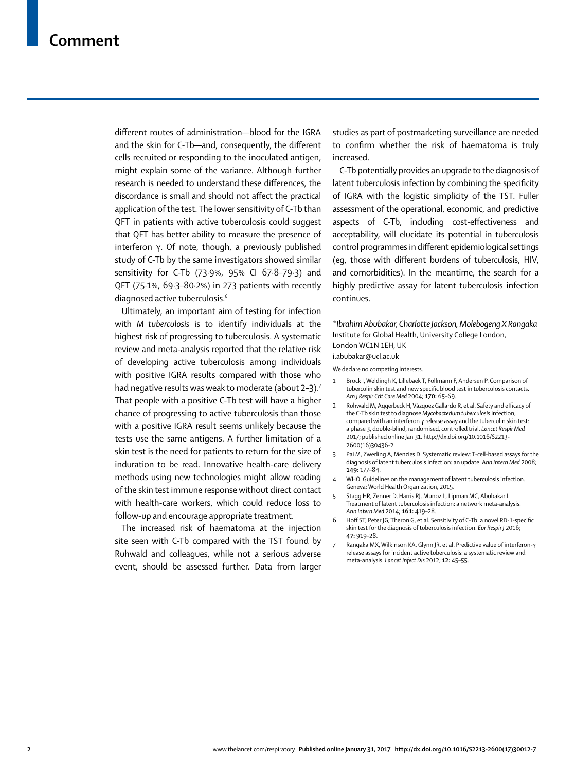different routes of administration—blood for the IGRA and the skin for C-Tb—and, consequently, the different cells recruited or responding to the inoculated antigen, might explain some of the variance. Although further research is needed to understand these differences, the discordance is small and should not affect the practical application of the test. The lower sensitivity of C-Tb than QFT in patients with active tuberculosis could suggest that QFT has better ability to measure the presence of interferon γ. Of note, though, a previously published study of C-Tb by the same investigators showed similar sensitivity for C-Tb (73·9%, 95% CI 67·8–79·3) and QFT (75·1%, 69·3–80·2%) in 273 patients with recently diagnosed active tuberculosis.[6]

Ultimately, an important aim of testing for infection with *M tuberculosis* is to identify individuals at the highest risk of progressing to tuberculosis. A systematic review and meta-analysis reported that the relative risk of developing active tuberculosis among individuals with positive IGRA results compared with those who had negative results was weak to moderate (about 2–3).[7] That people with a positive C-Tb test will have a higher chance of progressing to active tuberculosis than those with a positive IGRA result seems unlikely because the tests use the same antigens. A further limitation of a skin test is the need for patients to return for the size of induration to be read. Innovative health-care delivery methods using new technologies might allow reading of the skin test immune response without direct contact with health-care workers, which could reduce loss to follow-up and encourage appropriate treatment.

The increased risk of haematoma at the injection site seen with C-Tb compared with the TST found by Ruhwald and colleagues, while not a serious adverse event, should be assessed further. Data from larger studies as part of postmarketing surveillance are needed to confirm whether the risk of haematoma is truly increased.

C-Tb potentially provides an upgrade to the diagnosis of latent tuberculosis infection by combining the specificity of IGRA with the logistic simplicity of the TST. Fuller assessment of the operational, economic, and predictive aspects of C-Tb, including cost-effectiveness and acceptability, will elucidate its potential in tuberculosis control programmes in different epidemiological settings (eg, those with different burdens of tuberculosis, HIV, and comorbidities). In the meantime, the search for a highly predictive assay for latent tuberculosis infection continues.

**Ibrahim Abubakar, Charlotte Jackson, Molebogeng X Rangaka*
Institute for Global Health, University College London, London WC1N 1EH, UK
i.abubakar@ucl.ac.uk

We declare no competing interests.

1. Brock I, Weldingh K, Lillebaek T, Follmann F, Andersen P. Comparison of tuberculin skin test and new specific blood test in tuberculosis contacts. *Am J Respir Crit Care Med* 2004; **170:** 65–69.
2. Ruhwald M, Aggerbeck H, Vázquez Gallardo R, et al. Safety and efficacy of the C-Tb skin test to diagnose *Mycobacterium tuberculosis* infection, compared with an interferon γ release assay and the tuberculin skin test: a phase 3, double-blind, randomised, controlled trial. *Lancet Respir Med* 2017; published online Jan 31. http://dx.doi.org/10.1016/S2213-2600(16)30436-2.
3. Pai M, Zwerling A, Menzies D. Systematic review: T-cell-based assays for the diagnosis of latent tuberculosis infection: an update. *Ann Intern Med* 2008; **149:** 177–84.
4. WHO. Guidelines on the management of latent tuberculosis infection. Geneva: World Health Organization, 2015.
5. Stagg HR, Zenner D, Harris RJ, Munoz L, Lipman MC, Abubakar I. Treatment of latent tuberculosis infection: a network meta-analysis. *Ann Intern Med* 2014; **161:** 419–28.
6. Hoff ST, Peter JG, Theron G, et al. Sensitivity of C-Tb: a novel RD-1-specific skin test for the diagnosis of tuberculosis infection. *Eur Respir J* 2016; **47:** 919–28.
7. Rangaka MX, Wilkinson KA, Glynn JR, et al. Predictive value of interferon-γ release assays for incident active tuberculosis: a systematic review and meta-analysis. *Lancet Infect Dis* 2012; **12:** 45–55.